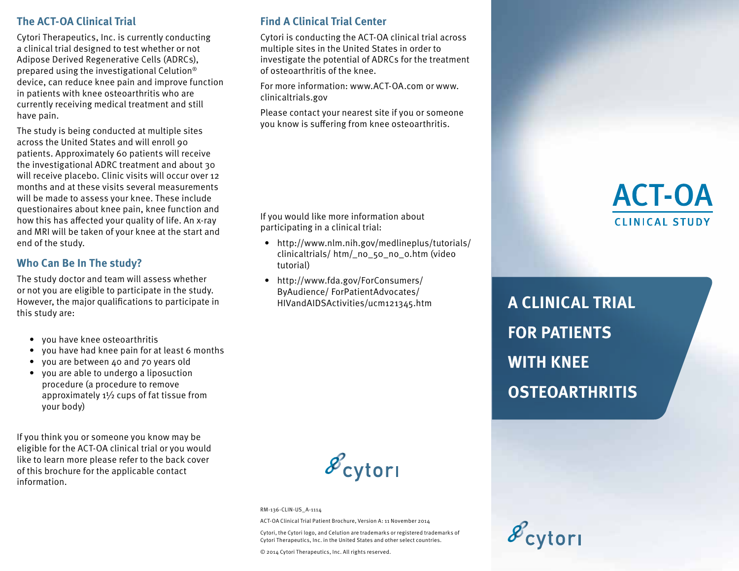## The ACT-OA Clinical Trial

Cytori Therapeutics, Inc. is currently conducting a clinical trial designed to test whether or not Adipose Derived Regenerative Cells (ADRCs), prepared using the investigational Celution® device, can reduce knee pain and improve function in patients with knee osteoarthritis who are currently receiving medical treatment and still have pain.

The study is being conducted at multiple sites across the United States and will enroll 90 patients. Approximately 60 patients will receive the investigational ADRC treatment and about 30 will receive placebo. Clinic visits will occur over 12 months and at these visits several measurements will be made to assess your knee. These include questionaires about knee pain, knee function and how this has affected your quality of life. An x-ray and MRI will be taken of your knee at the start and end of the study.

## Who Can Be In The study?

The study doctor and team will assess whether or not you are eligible to participate in the study. However, the major qualifications to participate in this study are:

- you have knee osteoarthritis
- you have had knee pain for at least 6 months
- you are between 40 and 70 years old
- you are able to undergo a liposuction procedure (a procedure to remove approximately 1½ cups of fat tissue from your body)

If you think you or someone you know may be eligible for the ACT-OA clinical trial or you would like to learn more please refer to the back cover of this brochure for the applicable contact information.

## Find A Clinical Trial Center

Cytori is conducting the ACT-OA clinical trial across multiple sites in the United States in order to investigate the potential of ADRCs for the treatment of osteoarthritis of the knee.

For more information: www.ACT-OA.com or www.clinicaltrials.gov

Please contact your nearest site if you or someone you know is suffering from knee osteoarthritis.

If you would like more information about participating in a clinical trial:

- http://www.nlm.nih.gov/medlineplus/tutorials/clinicaltrials/ htm/_no_50_no_0.htm (video tutorial)
- http://www.fda.gov/ForConsumers/ByAudience/ ForPatientAdvocates/HIVandAIDSActivities/ucm121345.htm

cytori

RM-136-CLIN-US_A-1114

ACT-OA Clinical Trial Patient Brochure, Version A: 11 November 2014

Cytori, the Cytori logo, and Celution are trademarks or registered trademarks of Cytori Therapeutics, Inc. in the United States and other select countries.

© 2014 Cytori Therapeutics, Inc. All rights reserved.

# ACT-OA

CLINICAL STUDY

# A CLINICAL TRIAL FOR PATIENTS WITH KNEE OSTEOARTHRITIS

cytori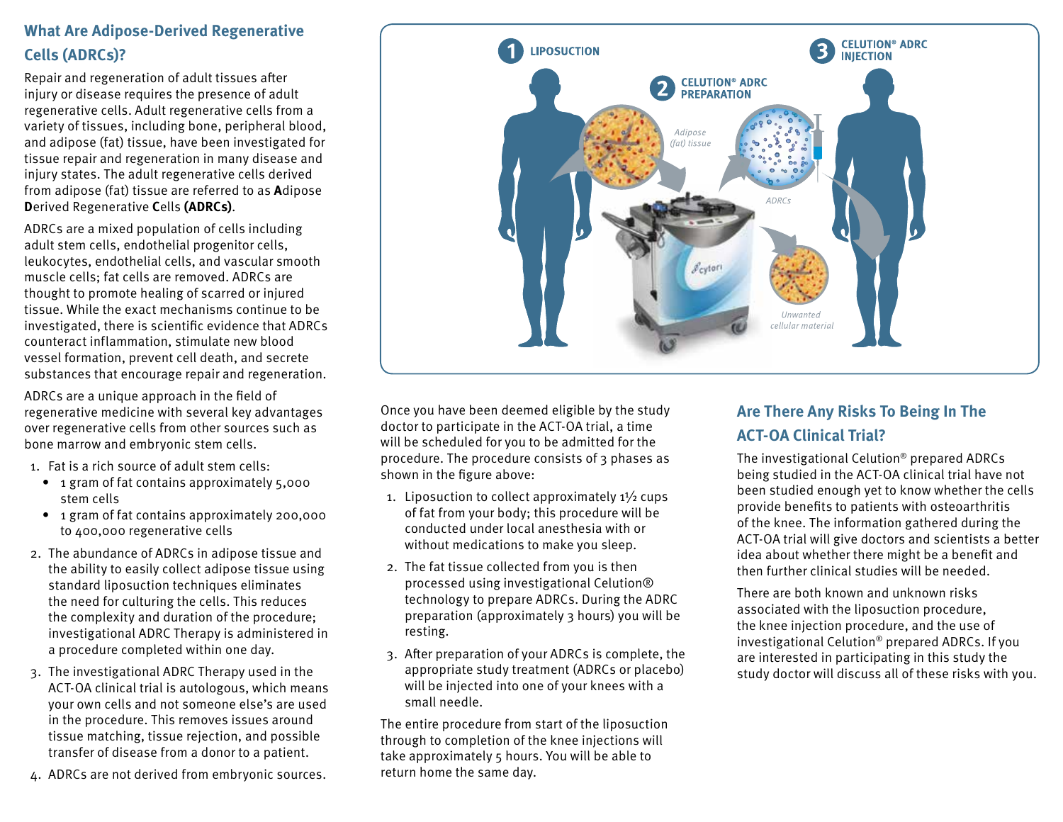## What Are Adipose-Derived Regenerative Cells (ADRCs)?

Repair and regeneration of adult tissues after injury or disease requires the presence of adult regenerative cells. Adult regenerative cells from a variety of tissues, including bone, peripheral blood, and adipose (fat) tissue, have been investigated for tissue repair and regeneration in many disease and injury states. The adult regenerative cells derived from adipose (fat) tissue are referred to as **A**dipose **D**erived Regenerative **C**ells **(ADRCs)**.

ADRCs are a mixed population of cells including adult stem cells, endothelial progenitor cells, leukocytes, endothelial cells, and vascular smooth muscle cells; fat cells are removed. ADRCs are thought to promote healing of scarred or injured tissue. While the exact mechanisms continue to be investigated, there is scientific evidence that ADRCs counteract inflammation, stimulate new blood vessel formation, prevent cell death, and secrete substances that encourage repair and regeneration.

ADRCs are a unique approach in the field of regenerative medicine with several key advantages over regenerative cells from other sources such as bone marrow and embryonic stem cells.

1. Fat is a rich source of adult stem cells:
   - 1 gram of fat contains approximately 5,000 stem cells
   - 1 gram of fat contains approximately 200,000 to 400,000 regenerative cells
2. The abundance of ADRCs in adipose tissue and the ability to easily collect adipose tissue using standard liposuction techniques eliminates the need for culturing the cells. This reduces the complexity and duration of the procedure; investigational ADRC Therapy is administered in a procedure completed within one day.
3. The investigational ADRC Therapy used in the ACT-OA clinical trial is autologous, which means your own cells and not someone else's are used in the procedure. This removes issues around tissue matching, tissue rejection, and possible transfer of disease from a donor to a patient.
4. ADRCs are not derived from embryonic sources.

1 LIPOSUCTION

2 CELUTION® ADRC PREPARATION

3 CELUTION® ADRC INJECTION

Adipose (fat) tissue

ADRCs

Unwanted cellular material

Once you have been deemed eligible by the study doctor to participate in the ACT-OA trial, a time will be scheduled for you to be admitted for the procedure. The procedure consists of 3 phases as shown in the figure above:

1. Liposuction to collect approximately 1½ cups of fat from your body; this procedure will be conducted under local anesthesia with or without medications to make you sleep.
2. The fat tissue collected from you is then processed using investigational Celution® technology to prepare ADRCs. During the ADRC preparation (approximately 3 hours) you will be resting.
3. After preparation of your ADRCs is complete, the appropriate study treatment (ADRCs or placebo) will be injected into one of your knees with a small needle.

The entire procedure from start of the liposuction through to completion of the knee injections will take approximately 5 hours. You will be able to return home the same day.

## Are There Any Risks To Being In The ACT-OA Clinical Trial?

The investigational Celution® prepared ADRCs being studied in the ACT-OA clinical trial have not been studied enough yet to know whether the cells provide benefits to patients with osteoarthritis of the knee. The information gathered during the ACT-OA trial will give doctors and scientists a better idea about whether there might be a benefit and then further clinical studies will be needed.

There are both known and unknown risks associated with the liposuction procedure, the knee injection procedure, and the use of investigational Celution® prepared ADRCs. If you are interested in participating in this study the study doctor will discuss all of these risks with you.